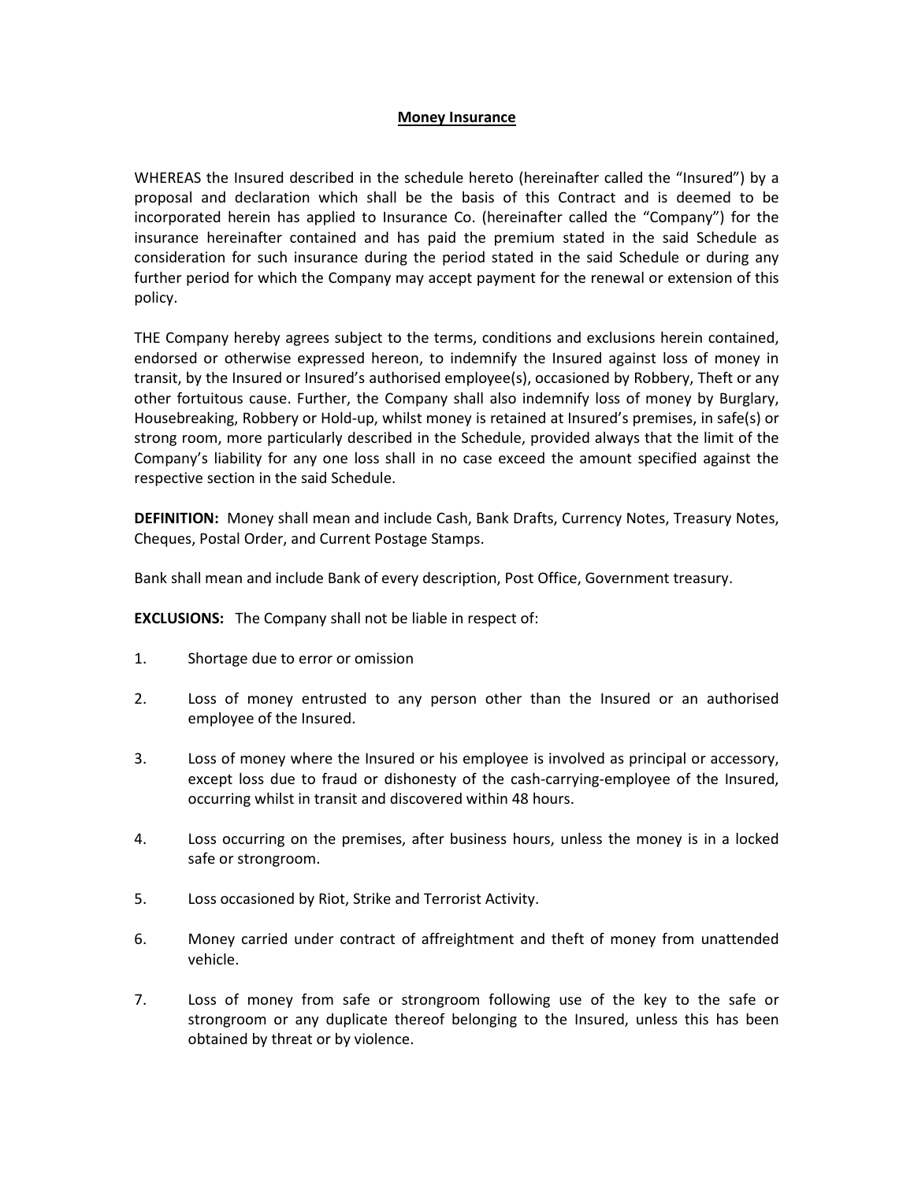# Money Insurance

WHEREAS the Insured described in the schedule hereto (hereinafter called the "Insured") by a proposal and declaration which shall be the basis of this Contract and is deemed to be incorporated herein has applied to Insurance Co. (hereinafter called the "Company") for the insurance hereinafter contained and has paid the premium stated in the said Schedule as consideration for such insurance during the period stated in the said Schedule or during any further period for which the Company may accept payment for the renewal or extension of this policy.

THE Company hereby agrees subject to the terms, conditions and exclusions herein contained, endorsed or otherwise expressed hereon, to indemnify the Insured against loss of money in transit, by the Insured or Insured's authorised employee(s), occasioned by Robbery, Theft or any other fortuitous cause. Further, the Company shall also indemnify loss of money by Burglary, Housebreaking, Robbery or Hold-up, whilst money is retained at Insured's premises, in safe(s) or strong room, more particularly described in the Schedule, provided always that the limit of the Company's liability for any one loss shall in no case exceed the amount specified against the respective section in the said Schedule.

**DEFINITION:** Money shall mean and include Cash, Bank Drafts, Currency Notes, Treasury Notes, Cheques, Postal Order, and Current Postage Stamps.

Bank shall mean and include Bank of every description, Post Office, Government treasury.

**EXCLUSIONS:** The Company shall not be liable in respect of:

1. Shortage due to error or omission

2. Loss of money entrusted to any person other than the Insured or an authorised employee of the Insured.

3. Loss of money where the Insured or his employee is involved as principal or accessory, except loss due to fraud or dishonesty of the cash-carrying-employee of the Insured, occurring whilst in transit and discovered within 48 hours.

4. Loss occurring on the premises, after business hours, unless the money is in a locked safe or strongroom.

5. Loss occasioned by Riot, Strike and Terrorist Activity.

6. Money carried under contract of affreightment and theft of money from unattended vehicle.

7. Loss of money from safe or strongroom following use of the key to the safe or strongroom or any duplicate thereof belonging to the Insured, unless this has been obtained by threat or by violence.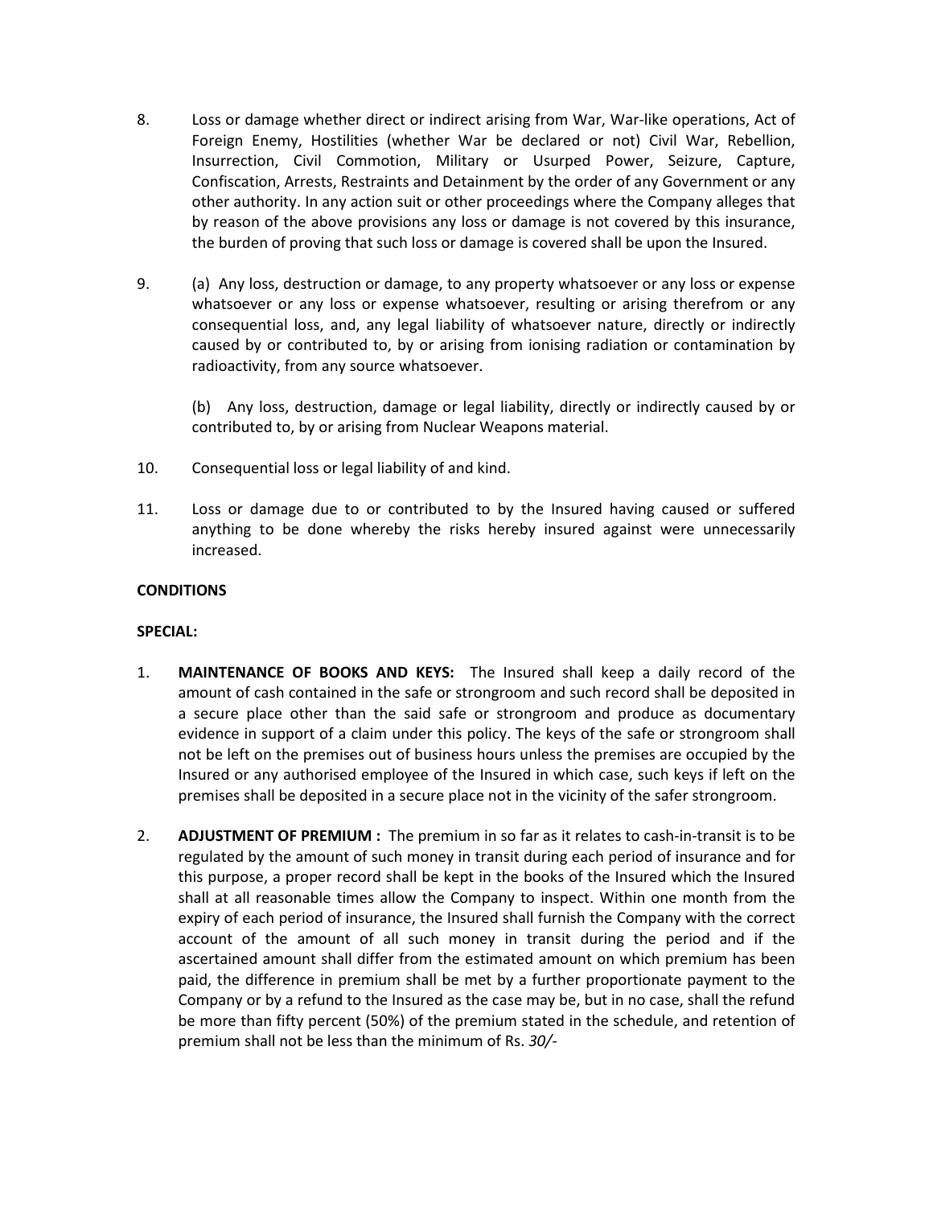8. Loss or damage whether direct or indirect arising from War, War-like operations, Act of Foreign Enemy, Hostilities (whether War be declared or not) Civil War, Rebellion, Insurrection, Civil Commotion, Military or Usurped Power, Seizure, Capture, Confiscation, Arrests, Restraints and Detainment by the order of any Government or any other authority. In any action suit or other proceedings where the Company alleges that by reason of the above provisions any loss or damage is not covered by this insurance, the burden of proving that such loss or damage is covered shall be upon the Insured.

9. (a) Any loss, destruction or damage, to any property whatsoever or any loss or expense whatsoever or any loss or expense whatsoever, resulting or arising therefrom or any consequential loss, and, any legal liability of whatsoever nature, directly or indirectly caused by or contributed to, by or arising from ionising radiation or contamination by radioactivity, from any source whatsoever.

   (b) Any loss, destruction, damage or legal liability, directly or indirectly caused by or contributed to, by or arising from Nuclear Weapons material.

10. Consequential loss or legal liability of and kind.

11. Loss or damage due to or contributed to by the Insured having caused or suffered anything to be done whereby the risks hereby insured against were unnecessarily increased.

**CONDITIONS**

**SPECIAL:**

1. **MAINTENANCE OF BOOKS AND KEYS:** The Insured shall keep a daily record of the amount of cash contained in the safe or strongroom and such record shall be deposited in a secure place other than the said safe or strongroom and produce as documentary evidence in support of a claim under this policy. The keys of the safe or strongroom shall not be left on the premises out of business hours unless the premises are occupied by the Insured or any authorised employee of the Insured in which case, such keys if left on the premises shall be deposited in a secure place not in the vicinity of the safer strongroom.

2. **ADJUSTMENT OF PREMIUM :** The premium in so far as it relates to cash-in-transit is to be regulated by the amount of such money in transit during each period of insurance and for this purpose, a proper record shall be kept in the books of the Insured which the Insured shall at all reasonable times allow the Company to inspect. Within one month from the expiry of each period of insurance, the Insured shall furnish the Company with the correct account of the amount of all such money in transit during the period and if the ascertained amount shall differ from the estimated amount on which premium has been paid, the difference in premium shall be met by a further proportionate payment to the Company or by a refund to the Insured as the case may be, but in no case, shall the refund be more than fifty percent (50%) of the premium stated in the schedule, and retention of premium shall not be less than the minimum of Rs. *30/-*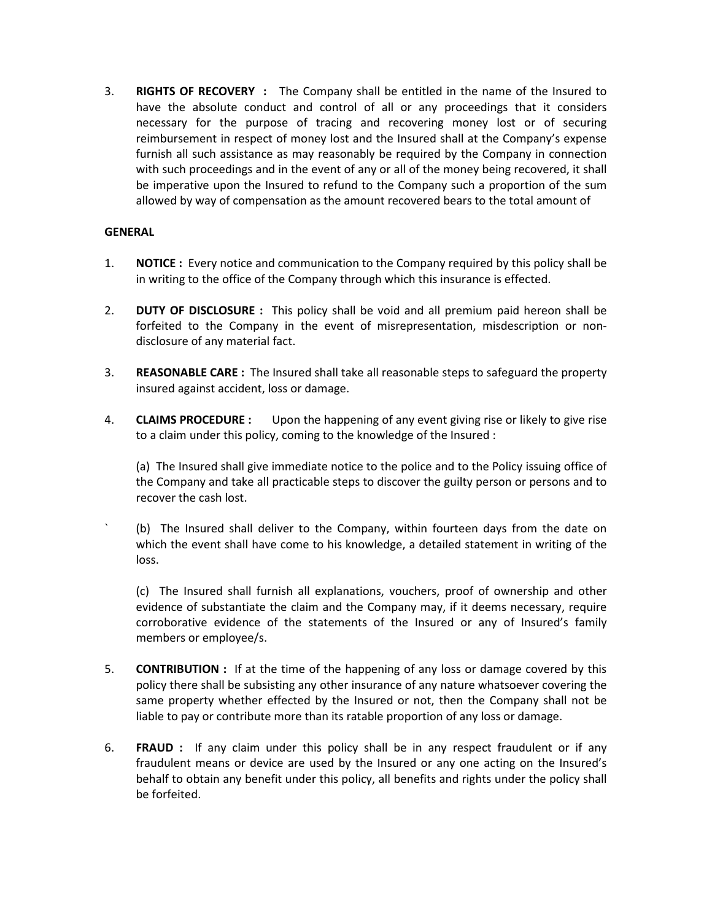3. **RIGHTS OF RECOVERY :** The Company shall be entitled in the name of the Insured to have the absolute conduct and control of all or any proceedings that it considers necessary for the purpose of tracing and recovering money lost or of securing reimbursement in respect of money lost and the Insured shall at the Company's expense furnish all such assistance as may reasonably be required by the Company in connection with such proceedings and in the event of any or all of the money being recovered, it shall be imperative upon the Insured to refund to the Company such a proportion of the sum allowed by way of compensation as the amount recovered bears to the total amount of

**GENERAL**

1. **NOTICE :** Every notice and communication to the Company required by this policy shall be in writing to the office of the Company through which this insurance is effected.

2. **DUTY OF DISCLOSURE :** This policy shall be void and all premium paid hereon shall be forfeited to the Company in the event of misrepresentation, misdescription or non-disclosure of any material fact.

3. **REASONABLE CARE :** The Insured shall take all reasonable steps to safeguard the property insured against accident, loss or damage.

4. **CLAIMS PROCEDURE :** Upon the happening of any event giving rise or likely to give rise to a claim under this policy, coming to the knowledge of the Insured :

   (a) The Insured shall give immediate notice to the police and to the Policy issuing office of the Company and take all practicable steps to discover the guilty person or persons and to recover the cash lost.

   ` (b) The Insured shall deliver to the Company, within fourteen days from the date on which the event shall have come to his knowledge, a detailed statement in writing of the loss.

   (c) The Insured shall furnish all explanations, vouchers, proof of ownership and other evidence of substantiate the claim and the Company may, if it deems necessary, require corroborative evidence of the statements of the Insured or any of Insured's family members or employee/s.

5. **CONTRIBUTION :** If at the time of the happening of any loss or damage covered by this policy there shall be subsisting any other insurance of any nature whatsoever covering the same property whether effected by the Insured or not, then the Company shall not be liable to pay or contribute more than its ratable proportion of any loss or damage.

6. **FRAUD :** If any claim under this policy shall be in any respect fraudulent or if any fraudulent means or device are used by the Insured or any one acting on the Insured's behalf to obtain any benefit under this policy, all benefits and rights under the policy shall be forfeited.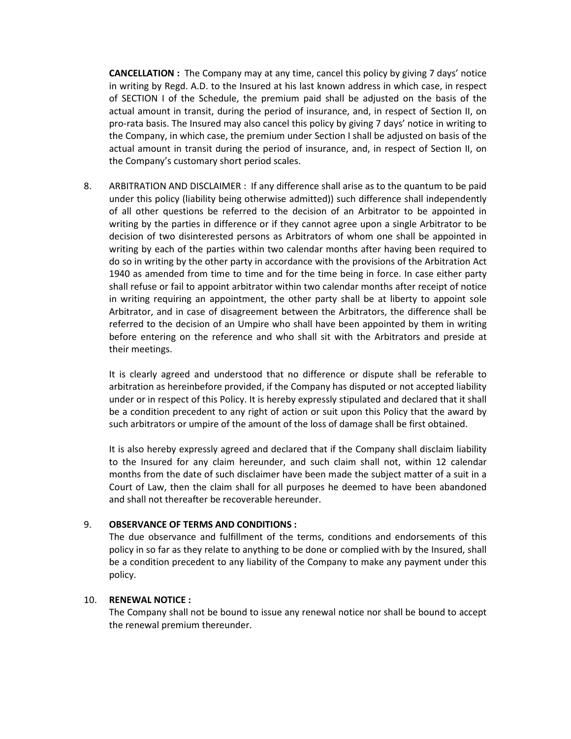**CANCELLATION :** The Company may at any time, cancel this policy by giving 7 days' notice in writing by Regd. A.D. to the Insured at his last known address in which case, in respect of SECTION I of the Schedule, the premium paid shall be adjusted on the basis of the actual amount in transit, during the period of insurance, and, in respect of Section II, on pro-rata basis. The Insured may also cancel this policy by giving 7 days' notice in writing to the Company, in which case, the premium under Section I shall be adjusted on basis of the actual amount in transit during the period of insurance, and, in respect of Section II, on the Company's customary short period scales.

8. ARBITRATION AND DISCLAIMER : If any difference shall arise as to the quantum to be paid under this policy (liability being otherwise admitted)) such difference shall independently of all other questions be referred to the decision of an Arbitrator to be appointed in writing by the parties in difference or if they cannot agree upon a single Arbitrator to be decision of two disinterested persons as Arbitrators of whom one shall be appointed in writing by each of the parties within two calendar months after having been required to do so in writing by the other party in accordance with the provisions of the Arbitration Act 1940 as amended from time to time and for the time being in force. In case either party shall refuse or fail to appoint arbitrator within two calendar months after receipt of notice in writing requiring an appointment, the other party shall be at liberty to appoint sole Arbitrator, and in case of disagreement between the Arbitrators, the difference shall be referred to the decision of an Umpire who shall have been appointed by them in writing before entering on the reference and who shall sit with the Arbitrators and preside at their meetings.

   It is clearly agreed and understood that no difference or dispute shall be referable to arbitration as hereinbefore provided, if the Company has disputed or not accepted liability under or in respect of this Policy. It is hereby expressly stipulated and declared that it shall be a condition precedent to any right of action or suit upon this Policy that the award by such arbitrators or umpire of the amount of the loss of damage shall be first obtained.

   It is also hereby expressly agreed and declared that if the Company shall disclaim liability to the Insured for any claim hereunder, and such claim shall not, within 12 calendar months from the date of such disclaimer have been made the subject matter of a suit in a Court of Law, then the claim shall for all purposes he deemed to have been abandoned and shall not thereafter be recoverable hereunder.

9. **OBSERVANCE OF TERMS AND CONDITIONS :**
   The due observance and fulfillment of the terms, conditions and endorsements of this policy in so far as they relate to anything to be done or complied with by the Insured, shall be a condition precedent to any liability of the Company to make any payment under this policy.

10. **RENEWAL NOTICE :**
    The Company shall not be bound to issue any renewal notice nor shall be bound to accept the renewal premium thereunder.